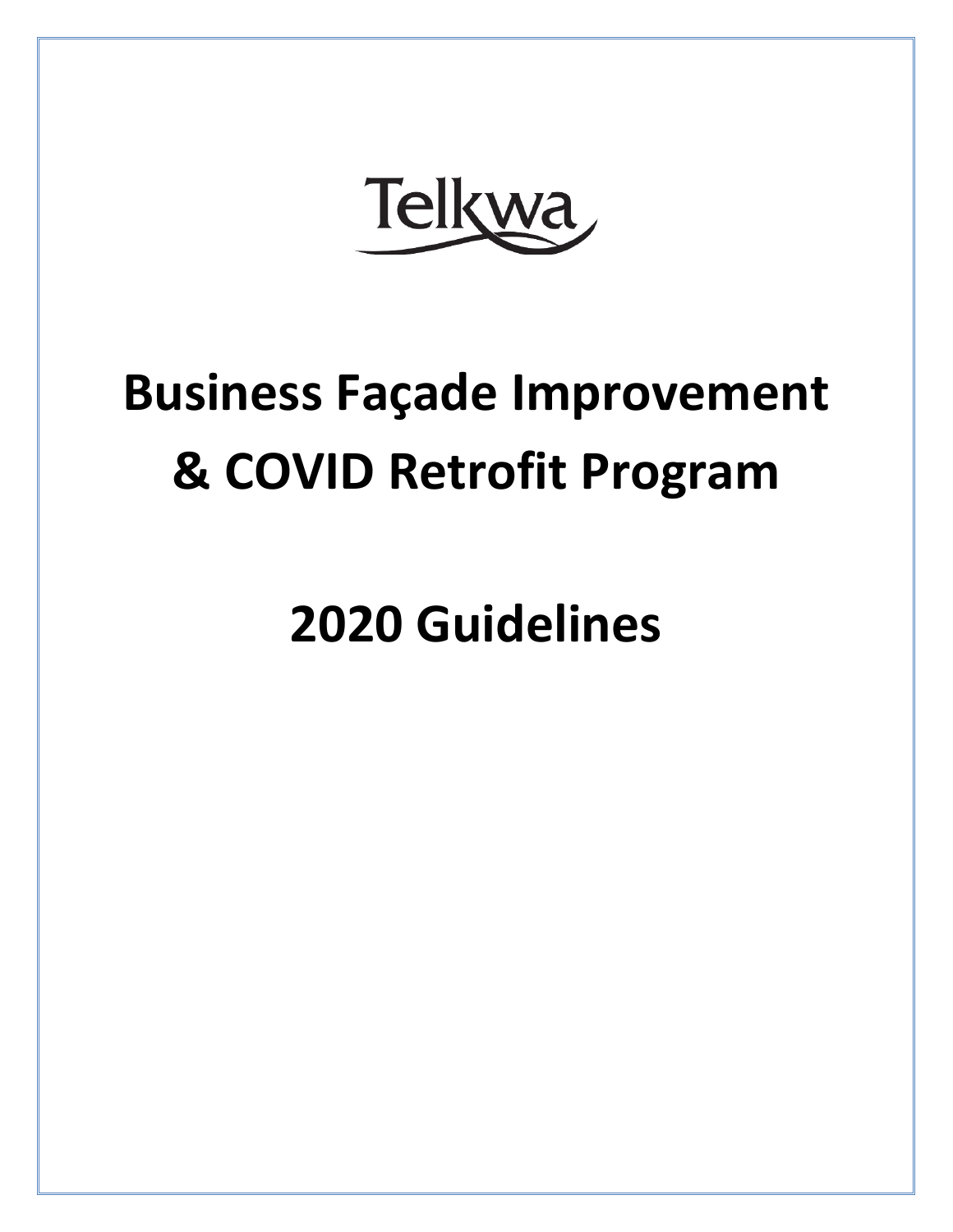Telkwa

# Business Façade Improvement & COVID Retrofit Program

# 2020 Guidelines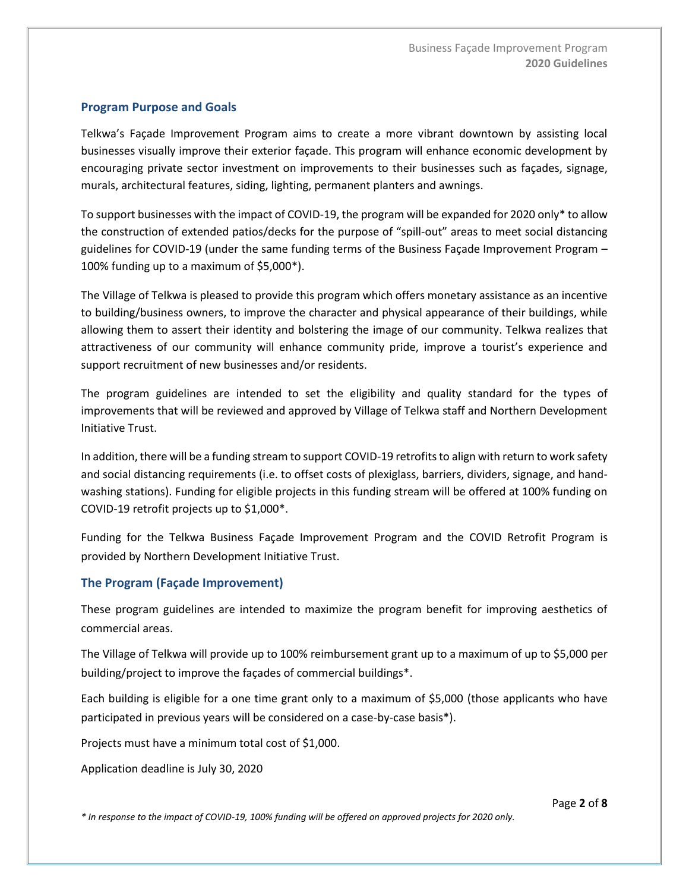## Program Purpose and Goals

Telkwa's Façade Improvement Program aims to create a more vibrant downtown by assisting local businesses visually improve their exterior façade. This program will enhance economic development by encouraging private sector investment on improvements to their businesses such as façades, signage, murals, architectural features, siding, lighting, permanent planters and awnings.

To support businesses with the impact of COVID-19, the program will be expanded for 2020 only* to allow the construction of extended patios/decks for the purpose of "spill-out" areas to meet social distancing guidelines for COVID-19 (under the same funding terms of the Business Façade Improvement Program – 100% funding up to a maximum of $5,000*).

The Village of Telkwa is pleased to provide this program which offers monetary assistance as an incentive to building/business owners, to improve the character and physical appearance of their buildings, while allowing them to assert their identity and bolstering the image of our community. Telkwa realizes that attractiveness of our community will enhance community pride, improve a tourist's experience and support recruitment of new businesses and/or residents.

The program guidelines are intended to set the eligibility and quality standard for the types of improvements that will be reviewed and approved by Village of Telkwa staff and Northern Development Initiative Trust.

In addition, there will be a funding stream to support COVID-19 retrofits to align with return to work safety and social distancing requirements (i.e. to offset costs of plexiglass, barriers, dividers, signage, and hand-washing stations). Funding for eligible projects in this funding stream will be offered at 100% funding on COVID-19 retrofit projects up to $1,000*.

Funding for the Telkwa Business Façade Improvement Program and the COVID Retrofit Program is provided by Northern Development Initiative Trust.

## The Program (Façade Improvement)

These program guidelines are intended to maximize the program benefit for improving aesthetics of commercial areas.

The Village of Telkwa will provide up to 100% reimbursement grant up to a maximum of up to $5,000 per building/project to improve the façades of commercial buildings*.

Each building is eligible for a one time grant only to a maximum of $5,000 (those applicants who have participated in previous years will be considered on a case-by-case basis*).

Projects must have a minimum total cost of $1,000.

Application deadline is July 30, 2020

*\* In response to the impact of COVID-19, 100% funding will be offered on approved projects for 2020 only.*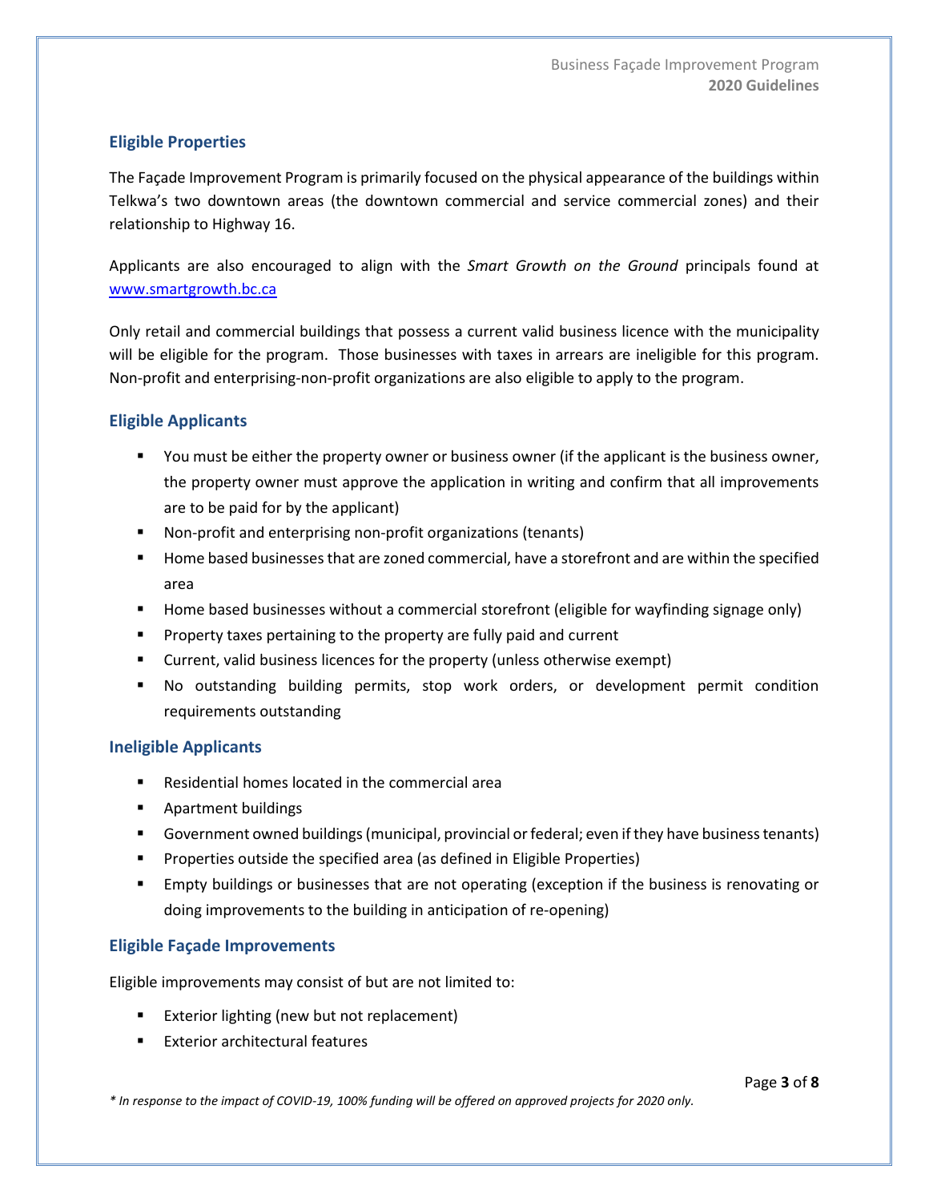## Eligible Properties

The Façade Improvement Program is primarily focused on the physical appearance of the buildings within Telkwa's two downtown areas (the downtown commercial and service commercial zones) and their relationship to Highway 16.

Applicants are also encouraged to align with the *Smart Growth on the Ground* principals found at [www.smartgrowth.bc.ca](http://www.smartgrowth.bc.ca)

Only retail and commercial buildings that possess a current valid business licence with the municipality will be eligible for the program. Those businesses with taxes in arrears are ineligible for this program. Non-profit and enterprising-non-profit organizations are also eligible to apply to the program.

## Eligible Applicants

- You must be either the property owner or business owner (if the applicant is the business owner, the property owner must approve the application in writing and confirm that all improvements are to be paid for by the applicant)
- Non-profit and enterprising non-profit organizations (tenants)
- Home based businesses that are zoned commercial, have a storefront and are within the specified area
- Home based businesses without a commercial storefront (eligible for wayfinding signage only)
- Property taxes pertaining to the property are fully paid and current
- Current, valid business licences for the property (unless otherwise exempt)
- No outstanding building permits, stop work orders, or development permit condition requirements outstanding

## Ineligible Applicants

- Residential homes located in the commercial area
- Apartment buildings
- Government owned buildings (municipal, provincial or federal; even if they have business tenants)
- Properties outside the specified area (as defined in Eligible Properties)
- Empty buildings or businesses that are not operating (exception if the business is renovating or doing improvements to the building in anticipation of re-opening)

## Eligible Façade Improvements

Eligible improvements may consist of but are not limited to:

- Exterior lighting (new but not replacement)
- Exterior architectural features

*\* In response to the impact of COVID-19, 100% funding will be offered on approved projects for 2020 only.*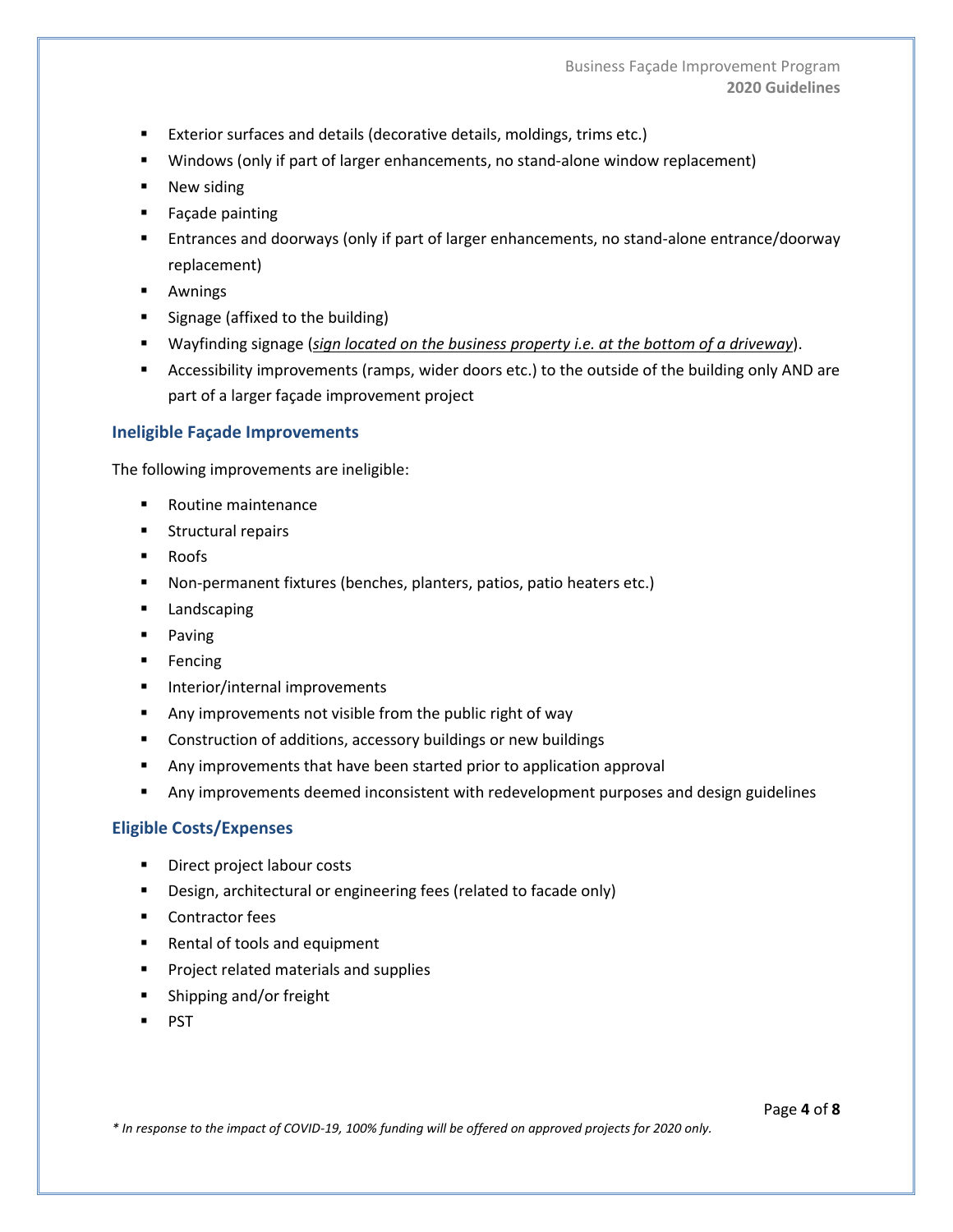- Exterior surfaces and details (decorative details, moldings, trims etc.)
- Windows (only if part of larger enhancements, no stand-alone window replacement)
- New siding
- Façade painting
- Entrances and doorways (only if part of larger enhancements, no stand-alone entrance/doorway replacement)
- Awnings
- Signage (affixed to the building)
- Wayfinding signage (*sign located on the business property i.e. at the bottom of a driveway*).
- Accessibility improvements (ramps, wider doors etc.) to the outside of the building only AND are part of a larger façade improvement project

### Ineligible Façade Improvements

The following improvements are ineligible:

- Routine maintenance
- Structural repairs
- Roofs
- Non-permanent fixtures (benches, planters, patios, patio heaters etc.)
- Landscaping
- Paving
- Fencing
- Interior/internal improvements
- Any improvements not visible from the public right of way
- Construction of additions, accessory buildings or new buildings
- Any improvements that have been started prior to application approval
- Any improvements deemed inconsistent with redevelopment purposes and design guidelines

### Eligible Costs/Expenses

- Direct project labour costs
- Design, architectural or engineering fees (related to facade only)
- Contractor fees
- Rental of tools and equipment
- Project related materials and supplies
- Shipping and/or freight
- PST

*\* In response to the impact of COVID-19, 100% funding will be offered on approved projects for 2020 only.*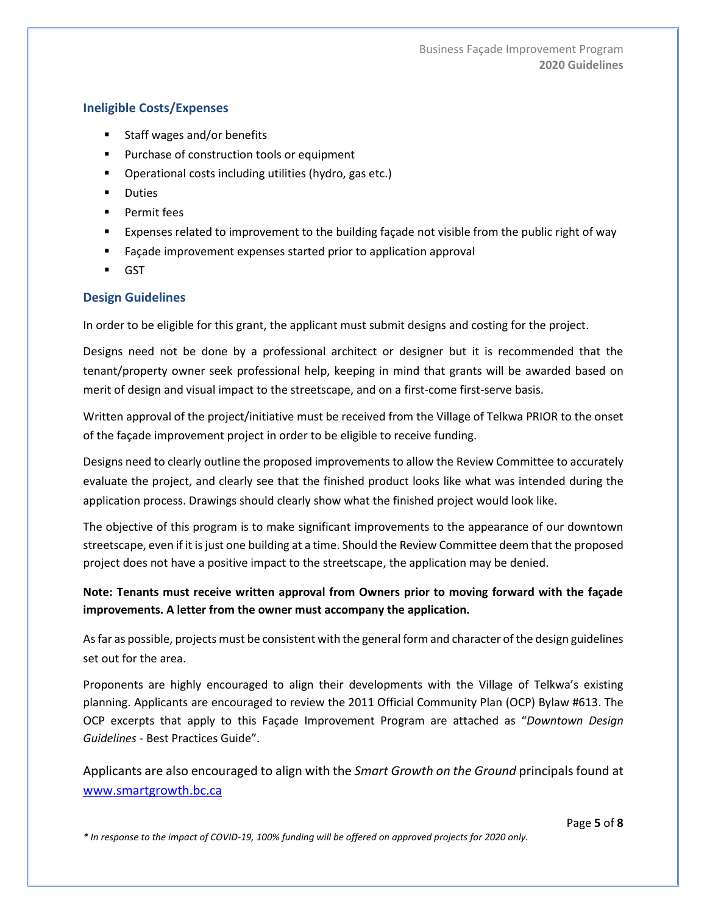## Ineligible Costs/Expenses

- Staff wages and/or benefits
- Purchase of construction tools or equipment
- Operational costs including utilities (hydro, gas etc.)
- Duties
- Permit fees
- Expenses related to improvement to the building façade not visible from the public right of way
- Façade improvement expenses started prior to application approval
- GST

## Design Guidelines

In order to be eligible for this grant, the applicant must submit designs and costing for the project.

Designs need not be done by a professional architect or designer but it is recommended that the tenant/property owner seek professional help, keeping in mind that grants will be awarded based on merit of design and visual impact to the streetscape, and on a first-come first-serve basis.

Written approval of the project/initiative must be received from the Village of Telkwa PRIOR to the onset of the façade improvement project in order to be eligible to receive funding.

Designs need to clearly outline the proposed improvements to allow the Review Committee to accurately evaluate the project, and clearly see that the finished product looks like what was intended during the application process. Drawings should clearly show what the finished project would look like.

The objective of this program is to make significant improvements to the appearance of our downtown streetscape, even if it is just one building at a time. Should the Review Committee deem that the proposed project does not have a positive impact to the streetscape, the application may be denied.

**Note: Tenants must receive written approval from Owners prior to moving forward with the façade improvements. A letter from the owner must accompany the application.**

As far as possible, projects must be consistent with the general form and character of the design guidelines set out for the area.

Proponents are highly encouraged to align their developments with the Village of Telkwa's existing planning. Applicants are encouraged to review the 2011 Official Community Plan (OCP) Bylaw #613. The OCP excerpts that apply to this Façade Improvement Program are attached as "*Downtown Design Guidelines* - Best Practices Guide".

Applicants are also encouraged to align with the *Smart Growth on the Ground* principals found at [www.smartgrowth.bc.ca](http://www.smartgrowth.bc.ca)

*\* In response to the impact of COVID-19, 100% funding will be offered on approved projects for 2020 only.*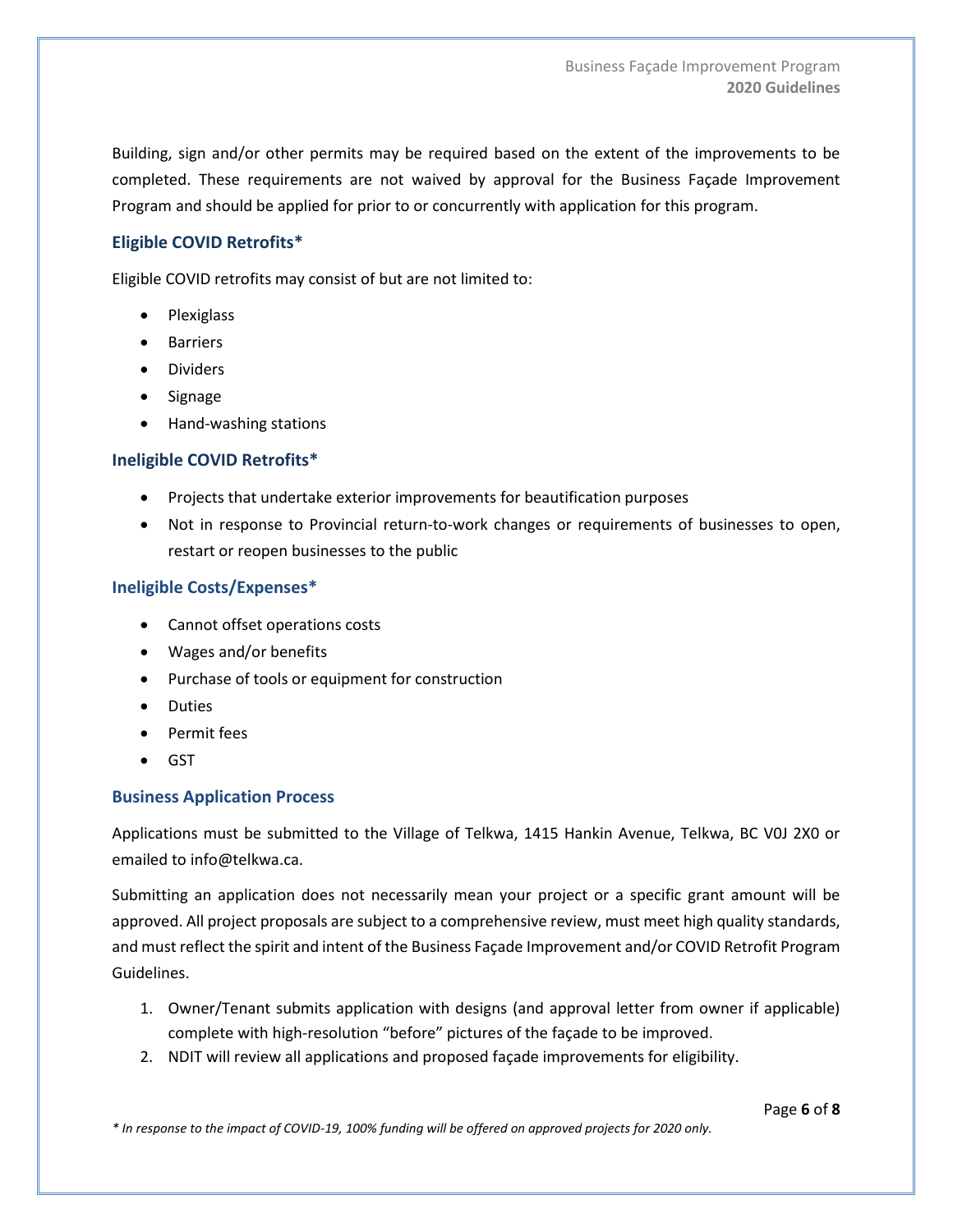Building, sign and/or other permits may be required based on the extent of the improvements to be completed. These requirements are not waived by approval for the Business Façade Improvement Program and should be applied for prior to or concurrently with application for this program.

### Eligible COVID Retrofits*

Eligible COVID retrofits may consist of but are not limited to:

- Plexiglass
- Barriers
- Dividers
- Signage
- Hand-washing stations

### Ineligible COVID Retrofits*

- Projects that undertake exterior improvements for beautification purposes
- Not in response to Provincial return-to-work changes or requirements of businesses to open, restart or reopen businesses to the public

### Ineligible Costs/Expenses*

- Cannot offset operations costs
- Wages and/or benefits
- Purchase of tools or equipment for construction
- Duties
- Permit fees
- GST

### Business Application Process

Applications must be submitted to the Village of Telkwa, 1415 Hankin Avenue, Telkwa, BC V0J 2X0 or emailed to info@telkwa.ca.

Submitting an application does not necessarily mean your project or a specific grant amount will be approved. All project proposals are subject to a comprehensive review, must meet high quality standards, and must reflect the spirit and intent of the Business Façade Improvement and/or COVID Retrofit Program Guidelines.

1. Owner/Tenant submits application with designs (and approval letter from owner if applicable) complete with high-resolution "before" pictures of the façade to be improved.
2. NDIT will review all applications and proposed façade improvements for eligibility.

*\* In response to the impact of COVID-19, 100% funding will be offered on approved projects for 2020 only.*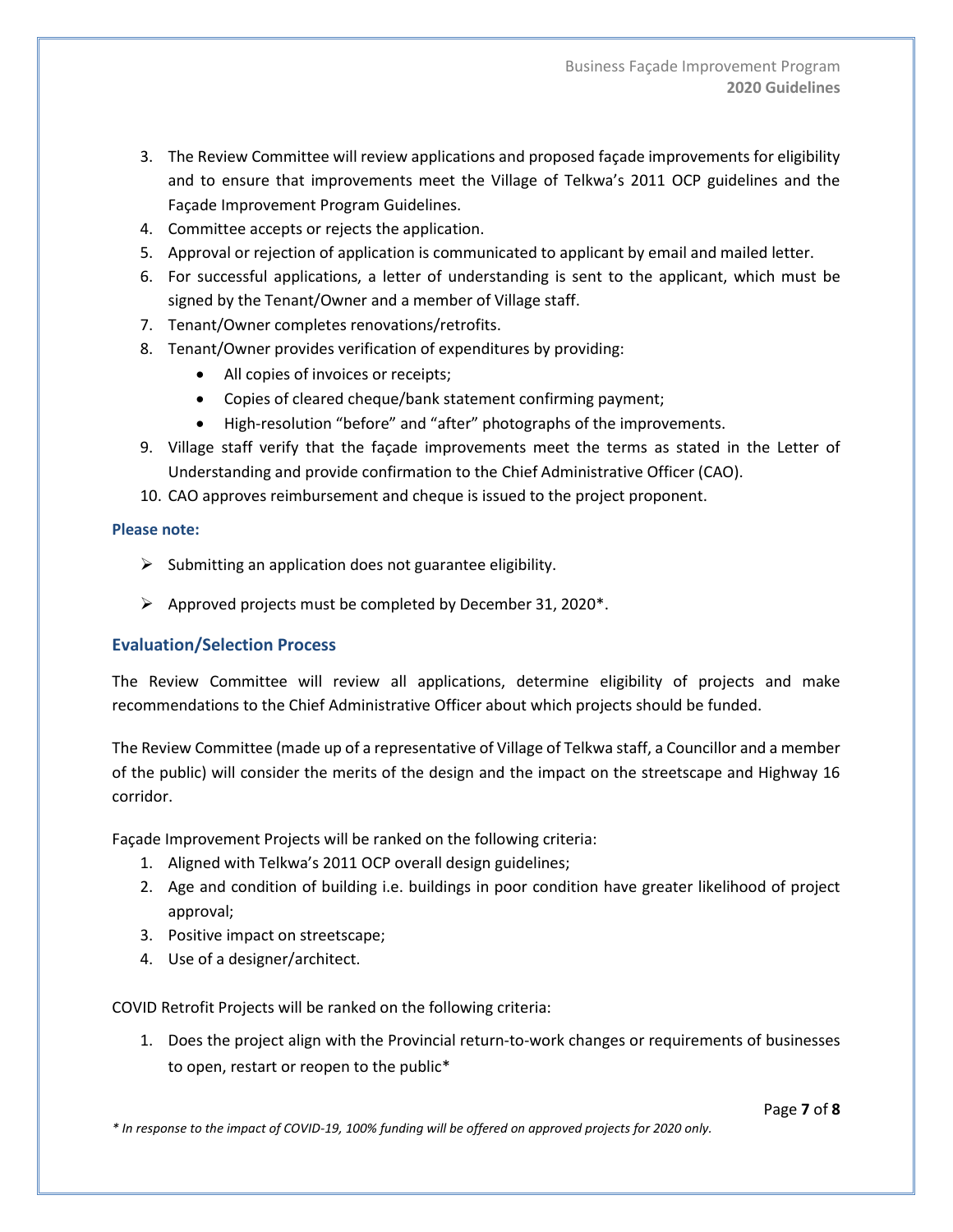3. The Review Committee will review applications and proposed façade improvements for eligibility and to ensure that improvements meet the Village of Telkwa's 2011 OCP guidelines and the Façade Improvement Program Guidelines.
4. Committee accepts or rejects the application.
5. Approval or rejection of application is communicated to applicant by email and mailed letter.
6. For successful applications, a letter of understanding is sent to the applicant, which must be signed by the Tenant/Owner and a member of Village staff.
7. Tenant/Owner completes renovations/retrofits.
8. Tenant/Owner provides verification of expenditures by providing:
    - All copies of invoices or receipts;
    - Copies of cleared cheque/bank statement confirming payment;
    - High-resolution "before" and "after" photographs of the improvements.
9. Village staff verify that the façade improvements meet the terms as stated in the Letter of Understanding and provide confirmation to the Chief Administrative Officer (CAO).
10. CAO approves reimbursement and cheque is issued to the project proponent.

**Please note:**

- Submitting an application does not guarantee eligibility.
- Approved projects must be completed by December 31, 2020*.

## Evaluation/Selection Process

The Review Committee will review all applications, determine eligibility of projects and make recommendations to the Chief Administrative Officer about which projects should be funded.

The Review Committee (made up of a representative of Village of Telkwa staff, a Councillor and a member of the public) will consider the merits of the design and the impact on the streetscape and Highway 16 corridor.

Façade Improvement Projects will be ranked on the following criteria:

1. Aligned with Telkwa's 2011 OCP overall design guidelines;
2. Age and condition of building i.e. buildings in poor condition have greater likelihood of project approval;
3. Positive impact on streetscape;
4. Use of a designer/architect.

COVID Retrofit Projects will be ranked on the following criteria:

1. Does the project align with the Provincial return-to-work changes or requirements of businesses to open, restart or reopen to the public*

*\* In response to the impact of COVID-19, 100% funding will be offered on approved projects for 2020 only.*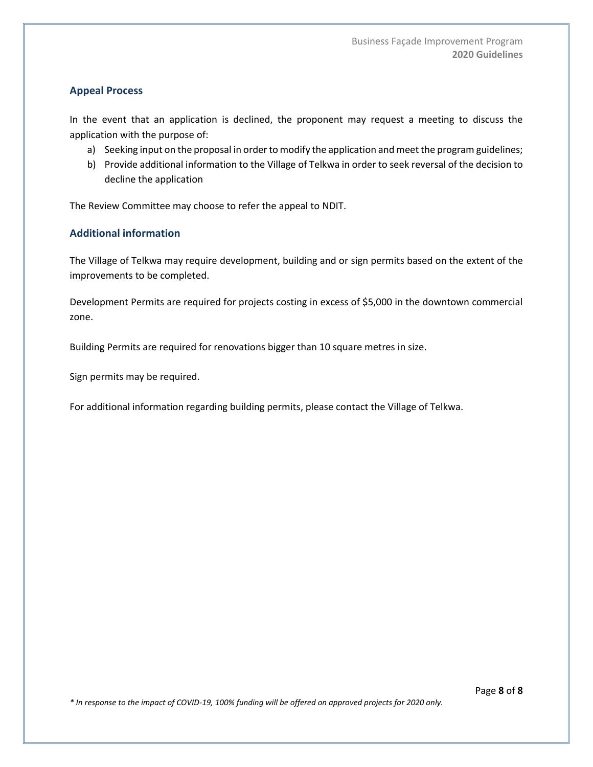## Appeal Process

In the event that an application is declined, the proponent may request a meeting to discuss the application with the purpose of:

a) Seeking input on the proposal in order to modify the application and meet the program guidelines;
b) Provide additional information to the Village of Telkwa in order to seek reversal of the decision to decline the application

The Review Committee may choose to refer the appeal to NDIT.

## Additional information

The Village of Telkwa may require development, building and or sign permits based on the extent of the improvements to be completed.

Development Permits are required for projects costing in excess of $5,000 in the downtown commercial zone.

Building Permits are required for renovations bigger than 10 square metres in size.

Sign permits may be required.

For additional information regarding building permits, please contact the Village of Telkwa.

*\* In response to the impact of COVID-19, 100% funding will be offered on approved projects for 2020 only.*